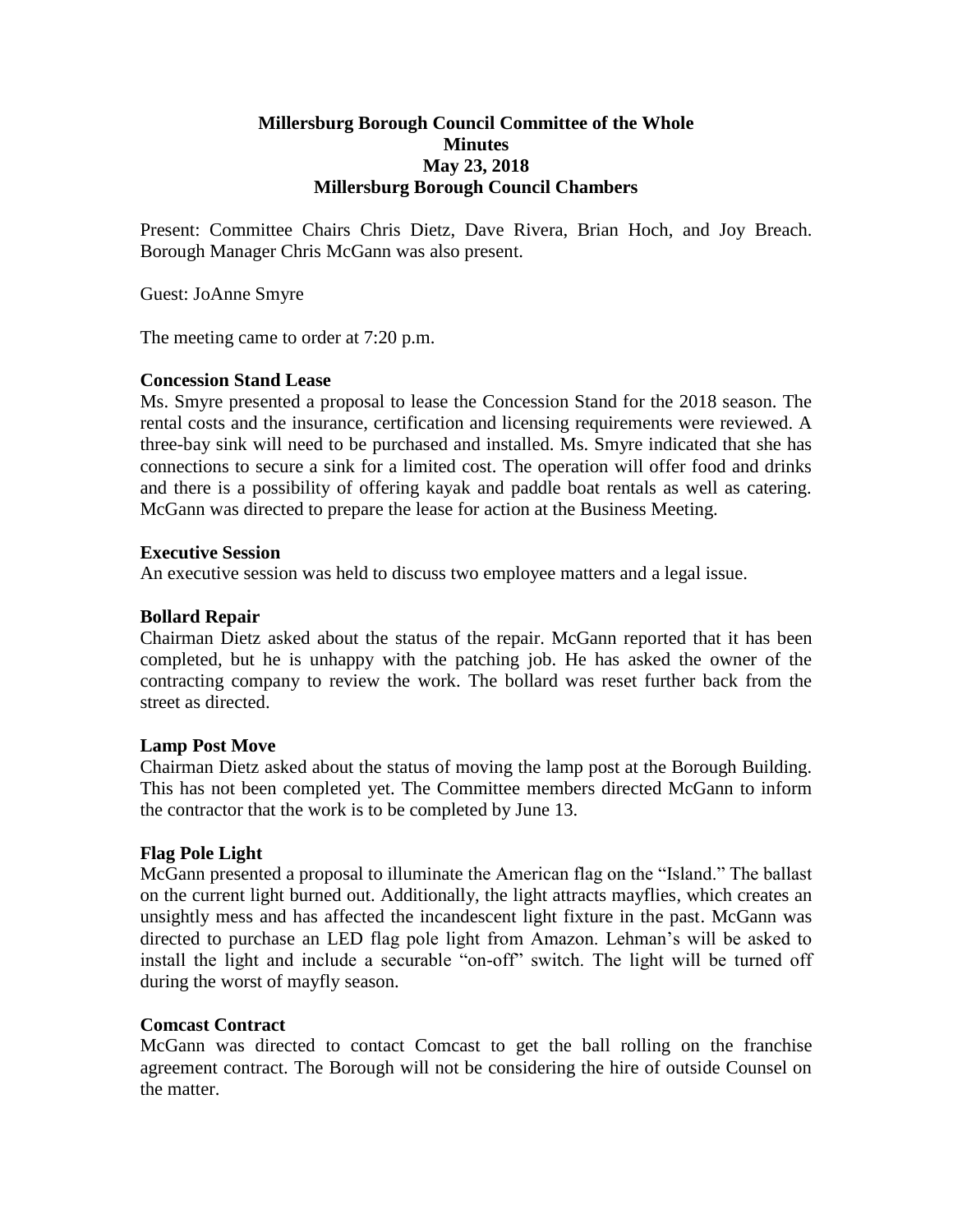# Millersburg Borough Council Committee of the Whole
## Minutes
## May 23, 2018
## Millersburg Borough Council Chambers

Present: Committee Chairs Chris Dietz, Dave Rivera, Brian Hoch, and Joy Breach. Borough Manager Chris McGann was also present.

Guest: JoAnne Smyre

The meeting came to order at 7:20 p.m.

**Concession Stand Lease**

Ms. Smyre presented a proposal to lease the Concession Stand for the 2018 season. The rental costs and the insurance, certification and licensing requirements were reviewed. A three-bay sink will need to be purchased and installed. Ms. Smyre indicated that she has connections to secure a sink for a limited cost. The operation will offer food and drinks and there is a possibility of offering kayak and paddle boat rentals as well as catering. McGann was directed to prepare the lease for action at the Business Meeting.

**Executive Session**

An executive session was held to discuss two employee matters and a legal issue.

**Bollard Repair**

Chairman Dietz asked about the status of the repair. McGann reported that it has been completed, but he is unhappy with the patching job. He has asked the owner of the contracting company to review the work. The bollard was reset further back from the street as directed.

**Lamp Post Move**

Chairman Dietz asked about the status of moving the lamp post at the Borough Building. This has not been completed yet. The Committee members directed McGann to inform the contractor that the work is to be completed by June 13.

**Flag Pole Light**

McGann presented a proposal to illuminate the American flag on the "Island." The ballast on the current light burned out. Additionally, the light attracts mayflies, which creates an unsightly mess and has affected the incandescent light fixture in the past. McGann was directed to purchase an LED flag pole light from Amazon. Lehman's will be asked to install the light and include a securable "on-off" switch. The light will be turned off during the worst of mayfly season.

**Comcast Contract**

McGann was directed to contact Comcast to get the ball rolling on the franchise agreement contract. The Borough will not be considering the hire of outside Counsel on the matter.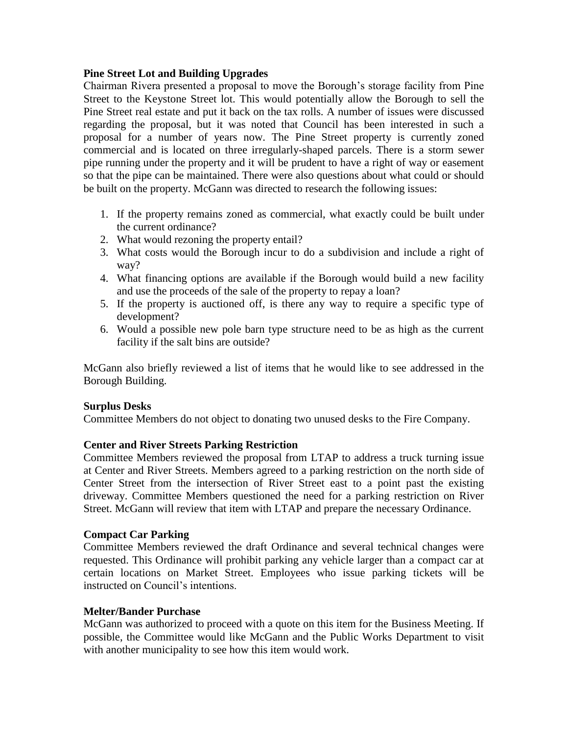**Pine Street Lot and Building Upgrades**

Chairman Rivera presented a proposal to move the Borough's storage facility from Pine Street to the Keystone Street lot. This would potentially allow the Borough to sell the Pine Street real estate and put it back on the tax rolls. A number of issues were discussed regarding the proposal, but it was noted that Council has been interested in such a proposal for a number of years now. The Pine Street property is currently zoned commercial and is located on three irregularly-shaped parcels. There is a storm sewer pipe running under the property and it will be prudent to have a right of way or easement so that the pipe can be maintained. There were also questions about what could or should be built on the property. McGann was directed to research the following issues:

1. If the property remains zoned as commercial, what exactly could be built under the current ordinance?
2. What would rezoning the property entail?
3. What costs would the Borough incur to do a subdivision and include a right of way?
4. What financing options are available if the Borough would build a new facility and use the proceeds of the sale of the property to repay a loan?
5. If the property is auctioned off, is there any way to require a specific type of development?
6. Would a possible new pole barn type structure need to be as high as the current facility if the salt bins are outside?

McGann also briefly reviewed a list of items that he would like to see addressed in the Borough Building.

**Surplus Desks**

Committee Members do not object to donating two unused desks to the Fire Company.

**Center and River Streets Parking Restriction**

Committee Members reviewed the proposal from LTAP to address a truck turning issue at Center and River Streets. Members agreed to a parking restriction on the north side of Center Street from the intersection of River Street east to a point past the existing driveway. Committee Members questioned the need for a parking restriction on River Street. McGann will review that item with LTAP and prepare the necessary Ordinance.

**Compact Car Parking**

Committee Members reviewed the draft Ordinance and several technical changes were requested. This Ordinance will prohibit parking any vehicle larger than a compact car at certain locations on Market Street. Employees who issue parking tickets will be instructed on Council's intentions.

**Melter/Bander Purchase**

McGann was authorized to proceed with a quote on this item for the Business Meeting. If possible, the Committee would like McGann and the Public Works Department to visit with another municipality to see how this item would work.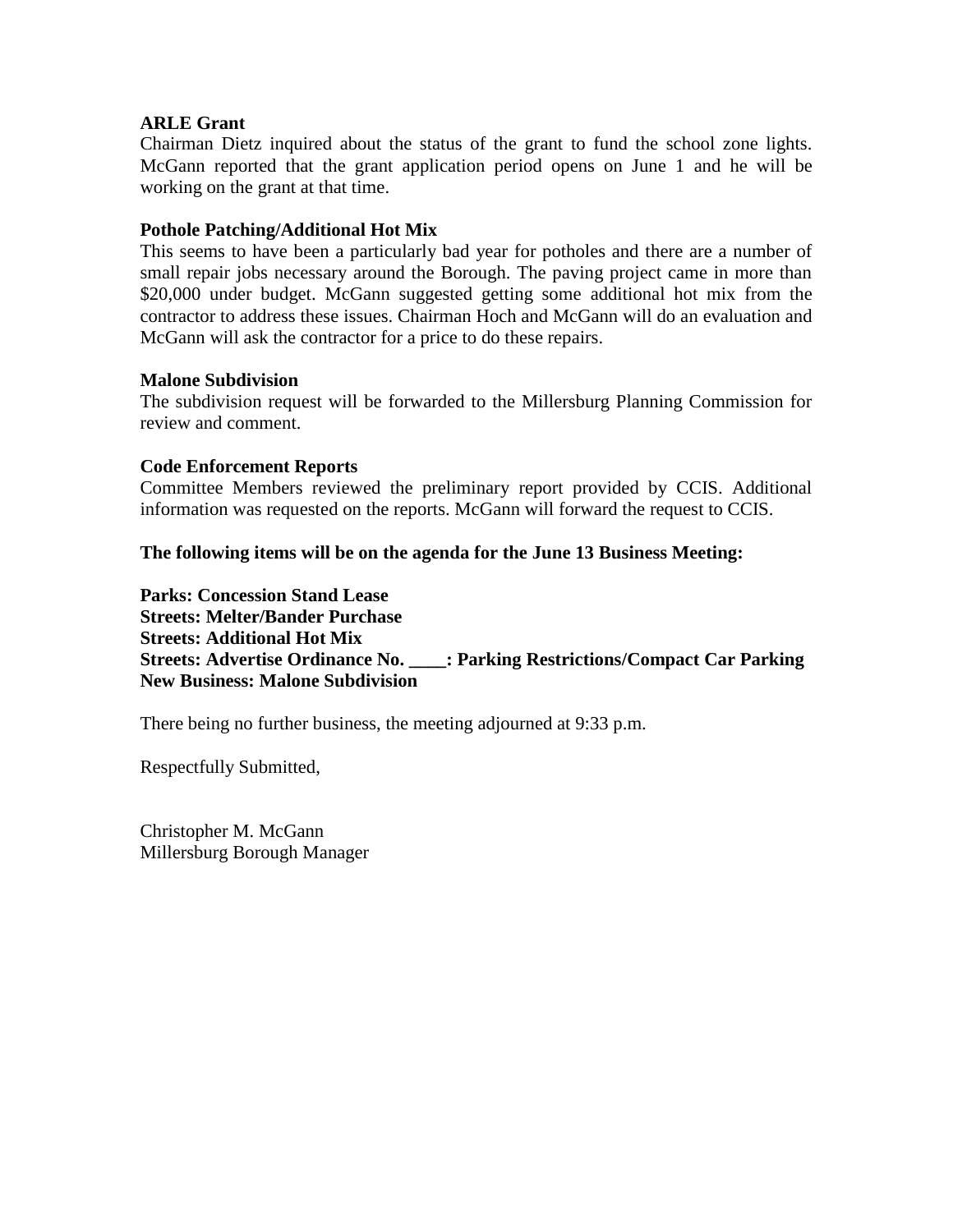**ARLE Grant**

Chairman Dietz inquired about the status of the grant to fund the school zone lights. McGann reported that the grant application period opens on June 1 and he will be working on the grant at that time.

**Pothole Patching/Additional Hot Mix**

This seems to have been a particularly bad year for potholes and there are a number of small repair jobs necessary around the Borough. The paving project came in more than $20,000 under budget. McGann suggested getting some additional hot mix from the contractor to address these issues. Chairman Hoch and McGann will do an evaluation and McGann will ask the contractor for a price to do these repairs.

**Malone Subdivision**

The subdivision request will be forwarded to the Millersburg Planning Commission for review and comment.

**Code Enforcement Reports**

Committee Members reviewed the preliminary report provided by CCIS. Additional information was requested on the reports. McGann will forward the request to CCIS.

**The following items will be on the agenda for the June 13 Business Meeting:**

**Parks: Concession Stand Lease**
**Streets: Melter/Bander Purchase**
**Streets: Additional Hot Mix**
**Streets: Advertise Ordinance No. ____: Parking Restrictions/Compact Car Parking**
**New Business: Malone Subdivision**

There being no further business, the meeting adjourned at 9:33 p.m.

Respectfully Submitted,

Christopher M. McGann
Millersburg Borough Manager